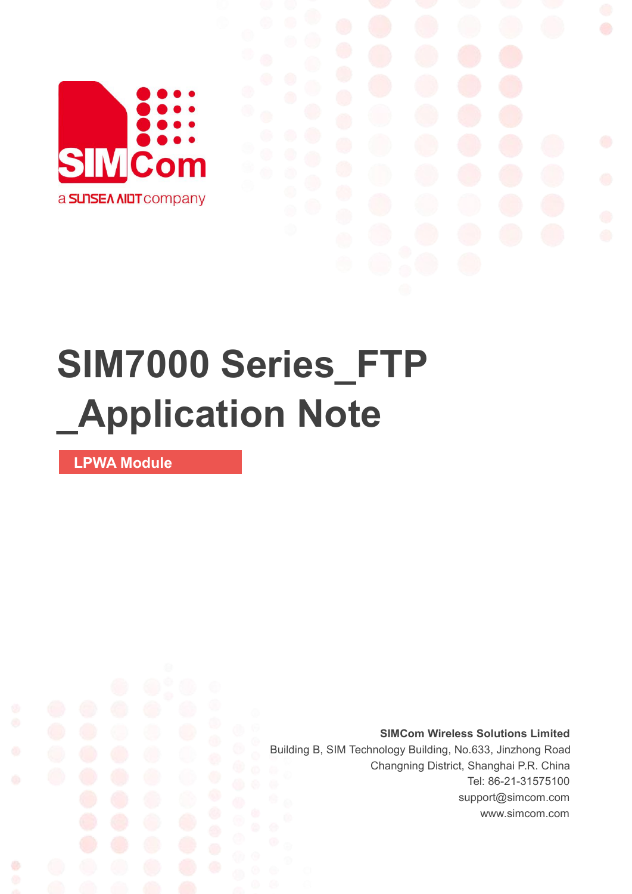# SIM7000 Series_FTP _Application Note

**LPWA Module**

**SIMCom Wireless Solutions Limited**

Building B, SIM Technology Building, No.633, Jinzhong Road

Changning District, Shanghai P.R. China

Tel: 86-21-31575100

support@simcom.com

www.simcom.com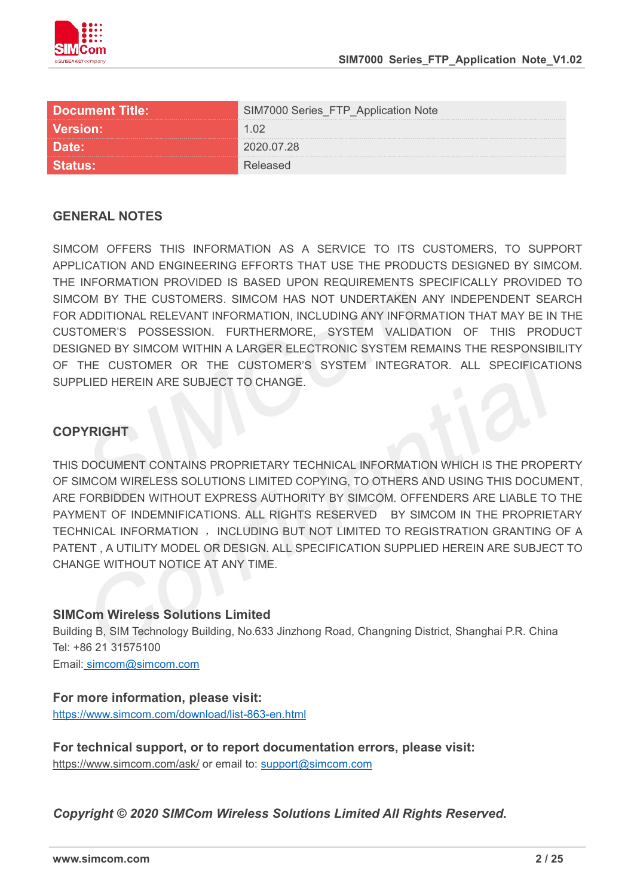| Document Title: | SIM7000 Series_FTP_Application Note |
|---|---|
| Version: | 1.02 |
| Date: | 2020.07.28 |
| Status: | Released |

## GENERAL NOTES

SIMCOM OFFERS THIS INFORMATION AS A SERVICE TO ITS CUSTOMERS, TO SUPPORT APPLICATION AND ENGINEERING EFFORTS THAT USE THE PRODUCTS DESIGNED BY SIMCOM. THE INFORMATION PROVIDED IS BASED UPON REQUIREMENTS SPECIFICALLY PROVIDED TO SIMCOM BY THE CUSTOMERS. SIMCOM HAS NOT UNDERTAKEN ANY INDEPENDENT SEARCH FOR ADDITIONAL RELEVANT INFORMATION, INCLUDING ANY INFORMATION THAT MAY BE IN THE CUSTOMER'S POSSESSION. FURTHERMORE, SYSTEM VALIDATION OF THIS PRODUCT DESIGNED BY SIMCOM WITHIN A LARGER ELECTRONIC SYSTEM REMAINS THE RESPONSIBILITY OF THE CUSTOMER OR THE CUSTOMER'S SYSTEM INTEGRATOR. ALL SPECIFICATIONS SUPPLIED HEREIN ARE SUBJECT TO CHANGE.

## COPYRIGHT

THIS DOCUMENT CONTAINS PROPRIETARY TECHNICAL INFORMATION WHICH IS THE PROPERTY OF SIMCOM WIRELESS SOLUTIONS LIMITED COPYING, TO OTHERS AND USING THIS DOCUMENT, ARE FORBIDDEN WITHOUT EXPRESS AUTHORITY BY SIMCOM. OFFENDERS ARE LIABLE TO THE PAYMENT OF INDEMNIFICATIONS. ALL RIGHTS RESERVED BY SIMCOM IN THE PROPRIETARY TECHNICAL INFORMATION ， INCLUDING BUT NOT LIMITED TO REGISTRATION GRANTING OF A PATENT , A UTILITY MODEL OR DESIGN. ALL SPECIFICATION SUPPLIED HEREIN ARE SUBJECT TO CHANGE WITHOUT NOTICE AT ANY TIME.

**SIMCom Wireless Solutions Limited**
Building B, SIM Technology Building, No.633 Jinzhong Road, Changning District, Shanghai P.R. China
Tel: +86 21 31575100
Email: simcom@simcom.com

**For more information, please visit:**
https://www.simcom.com/download/list-863-en.html

**For technical support, or to report documentation errors, please visit:**
https://www.simcom.com/ask/ or email to: support@simcom.com

***Copyright © 2020 SIMCom Wireless Solutions Limited All Rights Reserved.***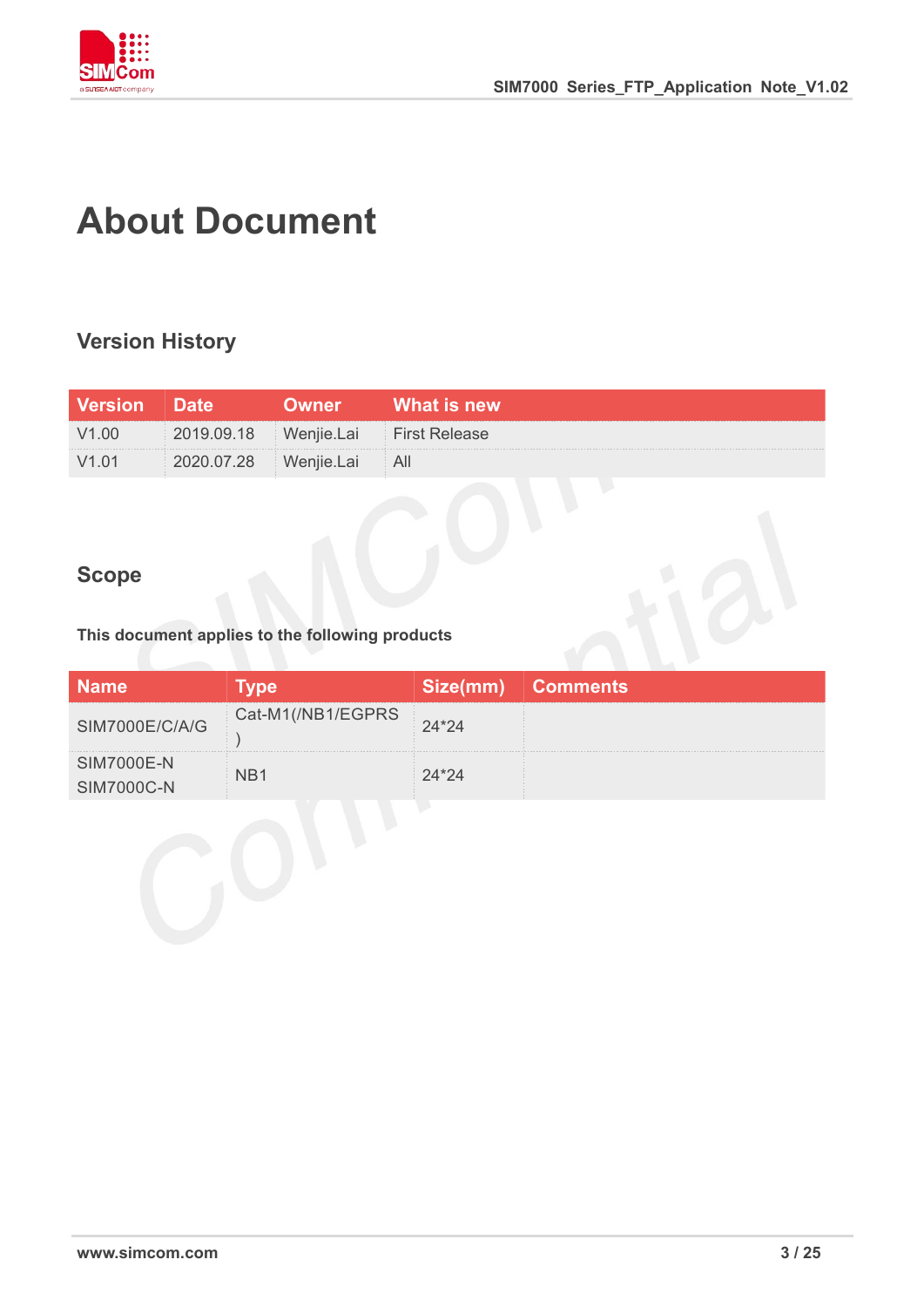# About Document

## Version History

| Version | Date | Owner | What is new |
|---|---|---|---|
| V1.00 | 2019.09.18 | Wenjie.Lai | First Release |
| V1.01 | 2020.07.28 | Wenjie.Lai | All |

## Scope

**This document applies to the following products**

| Name | Type | Size(mm) | Comments |
|---|---|---|---|
| SIM7000E/C/A/G | Cat-M1(/NB1/EGPRS ) | 24*24 | |
| SIM7000E-N SIM7000C-N | NB1 | 24*24 | |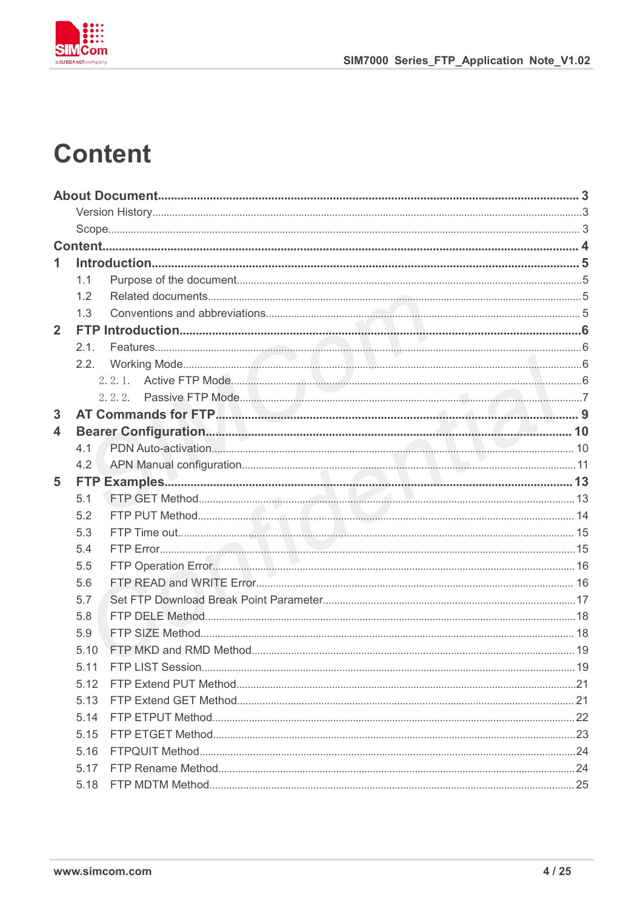# Content

**About Document** ........ 3

- Version History ........ 3
- Scope ........ 3

**Content** ........ 4

**1 Introduction** ........ 5

- 1.1 Purpose of the document ........ 5
- 1.2 Related documents ........ 5
- 1.3 Conventions and abbreviations ........ 5

**2 FTP Introduction** ........ 6

- 2.1. Features ........ 6
- 2.2. Working Mode ........ 6
  - 2.2.1. Active FTP Mode ........ 6
  - 2.2.2. Passive FTP Mode ........ 7

**3 AT Commands for FTP** ........ 9

**4 Bearer Configuration** ........ 10

- 4.1 PDN Auto-activation ........ 10
- 4.2 APN Manual configuration ........ 11

**5 FTP Examples** ........ 13

- 5.1 FTP GET Method ........ 13
- 5.2 FTP PUT Method ........ 14
- 5.3 FTP Time out ........ 15
- 5.4 FTP Error ........ 15
- 5.5 FTP Operation Error ........ 16
- 5.6 FTP READ and WRITE Error ........ 16
- 5.7 Set FTP Download Break Point Parameter ........ 17
- 5.8 FTP DELE Method ........ 18
- 5.9 FTP SIZE Method ........ 18
- 5.10 FTP MKD and RMD Method ........ 19
- 5.11 FTP LIST Session ........ 19
- 5.12 FTP Extend PUT Method ........ 21
- 5.13 FTP Extend GET Method ........ 21
- 5.14 FTP ETPUT Method ........ 22
- 5.15 FTP ETGET Method ........ 23
- 5.16 FTPQUIT Method ........ 24
- 5.17 FTP Rename Method ........ 24
- 5.18 FTP MDTM Method ........ 25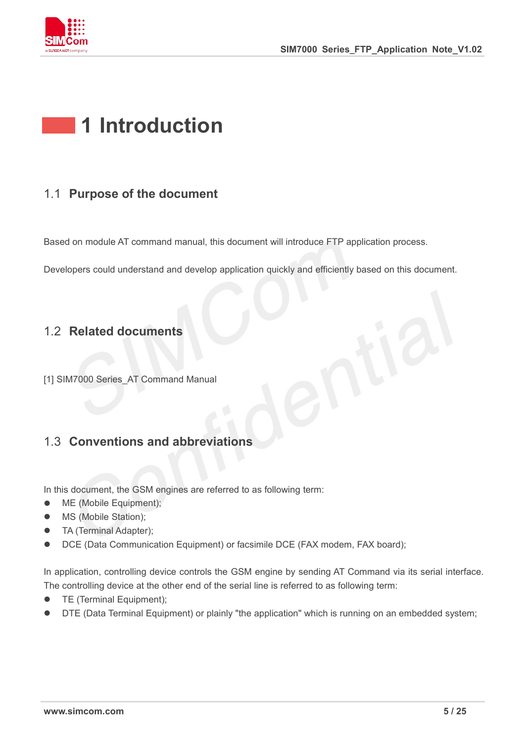# 1 Introduction

## 1.1 Purpose of the document

Based on module AT command manual, this document will introduce FTP application process.

Developers could understand and develop application quickly and efficiently based on this document.

## 1.2 Related documents

[1] SIM7000 Series_AT Command Manual

## 1.3 Conventions and abbreviations

In this document, the GSM engines are referred to as following term:

- ME (Mobile Equipment);
- MS (Mobile Station);
- TA (Terminal Adapter);
- DCE (Data Communication Equipment) or facsimile DCE (FAX modem, FAX board);

In application, controlling device controls the GSM engine by sending AT Command via its serial interface. The controlling device at the other end of the serial line is referred to as following term:

- TE (Terminal Equipment);
- DTE (Data Terminal Equipment) or plainly "the application" which is running on an embedded system;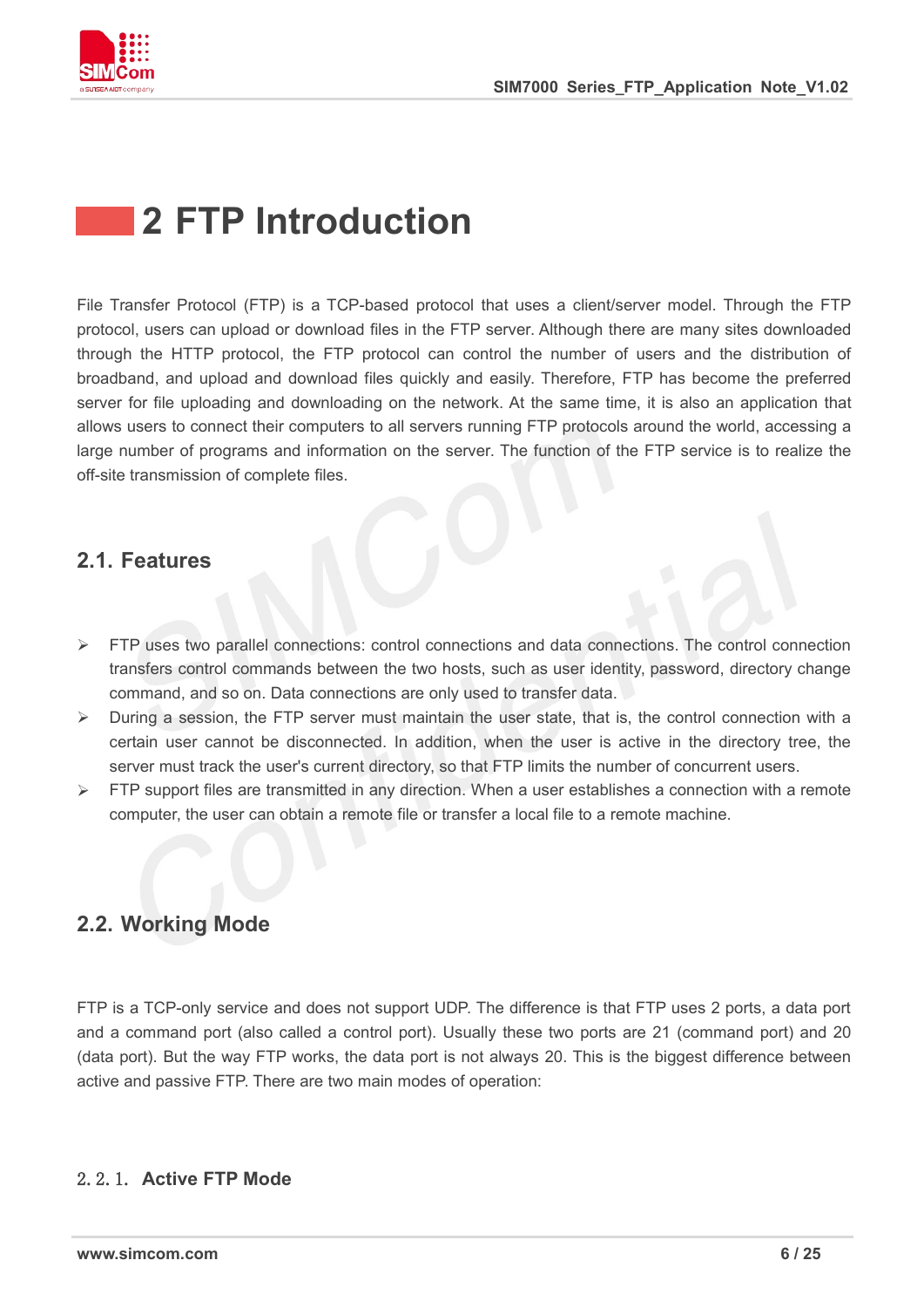# 2 FTP Introduction

File Transfer Protocol (FTP) is a TCP-based protocol that uses a client/server model. Through the FTP protocol, users can upload or download files in the FTP server. Although there are many sites downloaded through the HTTP protocol, the FTP protocol can control the number of users and the distribution of broadband, and upload and download files quickly and easily. Therefore, FTP has become the preferred server for file uploading and downloading on the network. At the same time, it is also an application that allows users to connect their computers to all servers running FTP protocols around the world, accessing a large number of programs and information on the server. The function of the FTP service is to realize the off-site transmission of complete files.

## 2.1. Features

- FTP uses two parallel connections: control connections and data connections. The control connection transfers control commands between the two hosts, such as user identity, password, directory change command, and so on. Data connections are only used to transfer data.
- During a session, the FTP server must maintain the user state, that is, the control connection with a certain user cannot be disconnected. In addition, when the user is active in the directory tree, the server must track the user's current directory, so that FTP limits the number of concurrent users.
- FTP support files are transmitted in any direction. When a user establishes a connection with a remote computer, the user can obtain a remote file or transfer a local file to a remote machine.

## 2.2. Working Mode

FTP is a TCP-only service and does not support UDP. The difference is that FTP uses 2 ports, a data port and a command port (also called a control port). Usually these two ports are 21 (command port) and 20 (data port). But the way FTP works, the data port is not always 20. This is the biggest difference between active and passive FTP. There are two main modes of operation:

### 2.2.1. Active FTP Mode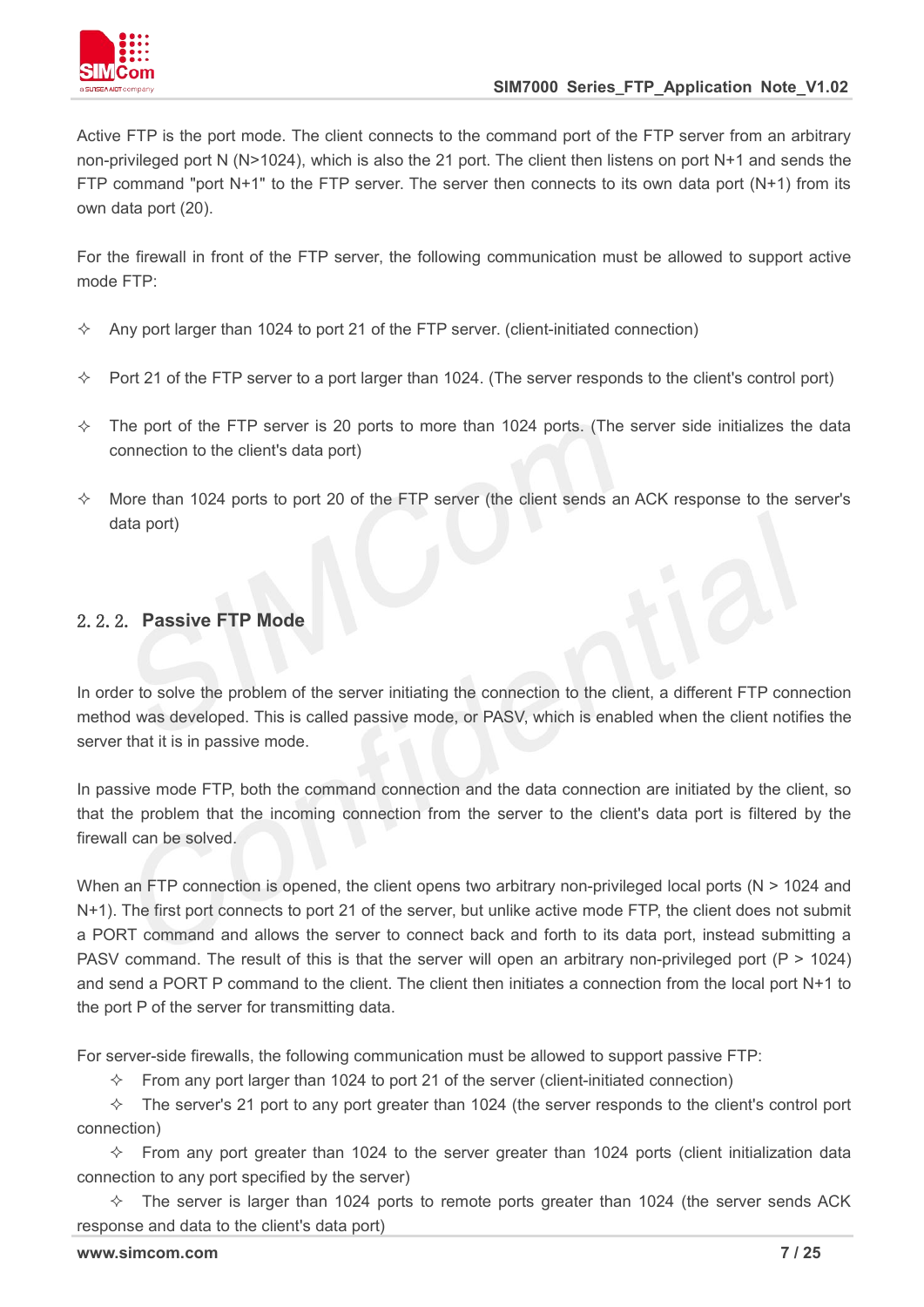Active FTP is the port mode. The client connects to the command port of the FTP server from an arbitrary non-privileged port N (N>1024), which is also the 21 port. The client then listens on port N+1 and sends the FTP command "port N+1" to the FTP server. The server then connects to its own data port (N+1) from its own data port (20).

For the firewall in front of the FTP server, the following communication must be allowed to support active mode FTP:

- ✧ Any port larger than 1024 to port 21 of the FTP server. (client-initiated connection)
- ✧ Port 21 of the FTP server to a port larger than 1024. (The server responds to the client's control port)
- ✧ The port of the FTP server is 20 ports to more than 1024 ports. (The server side initializes the data connection to the client's data port)
- ✧ More than 1024 ports to port 20 of the FTP server (the client sends an ACK response to the server's data port)

### 2.2.2. Passive FTP Mode

In order to solve the problem of the server initiating the connection to the client, a different FTP connection method was developed. This is called passive mode, or PASV, which is enabled when the client notifies the server that it is in passive mode.

In passive mode FTP, both the command connection and the data connection are initiated by the client, so that the problem that the incoming connection from the server to the client's data port is filtered by the firewall can be solved.

When an FTP connection is opened, the client opens two arbitrary non-privileged local ports (N > 1024 and N+1). The first port connects to port 21 of the server, but unlike active mode FTP, the client does not submit a PORT command and allows the server to connect back and forth to its data port, instead submitting a PASV command. The result of this is that the server will open an arbitrary non-privileged port (P > 1024) and send a PORT P command to the client. The client then initiates a connection from the local port N+1 to the port P of the server for transmitting data.

For server-side firewalls, the following communication must be allowed to support passive FTP:

- ✧ From any port larger than 1024 to port 21 of the server (client-initiated connection)
- ✧ The server's 21 port to any port greater than 1024 (the server responds to the client's control port connection)
- ✧ From any port greater than 1024 to the server greater than 1024 ports (client initialization data connection to any port specified by the server)
- ✧ The server is larger than 1024 ports to remote ports greater than 1024 (the server sends ACK response and data to the client's data port)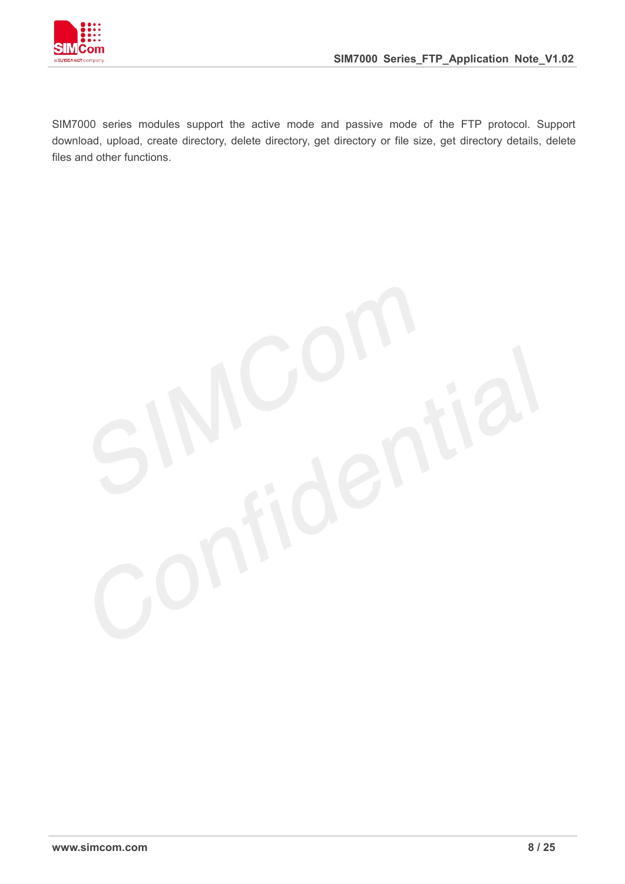SIM7000 series modules support the active mode and passive mode of the FTP protocol. Support download, upload, create directory, delete directory, get directory or file size, get directory details, delete files and other functions.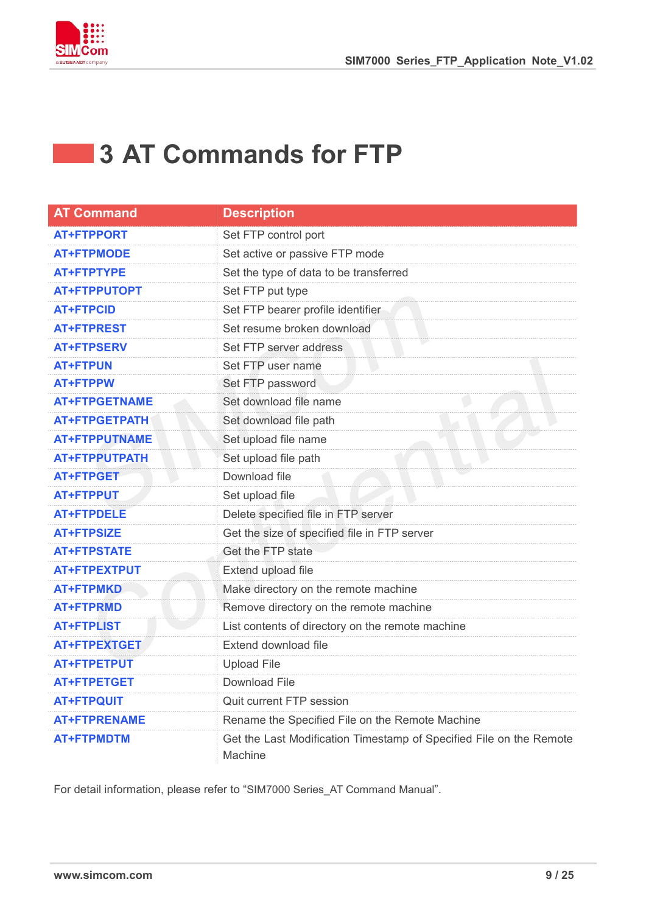# 3 AT Commands for FTP

| AT Command | Description |
|---|---|
| AT+FTPPORT | Set FTP control port |
| AT+FTPMODE | Set active or passive FTP mode |
| AT+FTPTYPE | Set the type of data to be transferred |
| AT+FTPPUTOPT | Set FTP put type |
| AT+FTPCID | Set FTP bearer profile identifier |
| AT+FTPREST | Set resume broken download |
| AT+FTPSERV | Set FTP server address |
| AT+FTPUN | Set FTP user name |
| AT+FTPPW | Set FTP password |
| AT+FTPGETNAME | Set download file name |
| AT+FTPGETPATH | Set download file path |
| AT+FTPPUTNAME | Set upload file name |
| AT+FTPPUTPATH | Set upload file path |
| AT+FTPGET | Download file |
| AT+FTPPUT | Set upload file |
| AT+FTPDELE | Delete specified file in FTP server |
| AT+FTPSIZE | Get the size of specified file in FTP server |
| AT+FTPSTATE | Get the FTP state |
| AT+FTPEXTPUT | Extend upload file |
| AT+FTPMKD | Make directory on the remote machine |
| AT+FTPRMD | Remove directory on the remote machine |
| AT+FTPLIST | List contents of directory on the remote machine |
| AT+FTPEXTGET | Extend download file |
| AT+FTPETPUT | Upload File |
| AT+FTPETGET | Download File |
| AT+FTPQUIT | Quit current FTP session |
| AT+FTPRENAME | Rename the Specified File on the Remote Machine |
| AT+FTPMDTM | Get the Last Modification Timestamp of Specified File on the Remote Machine |

For detail information, please refer to “SIM7000 Series_AT Command Manual”.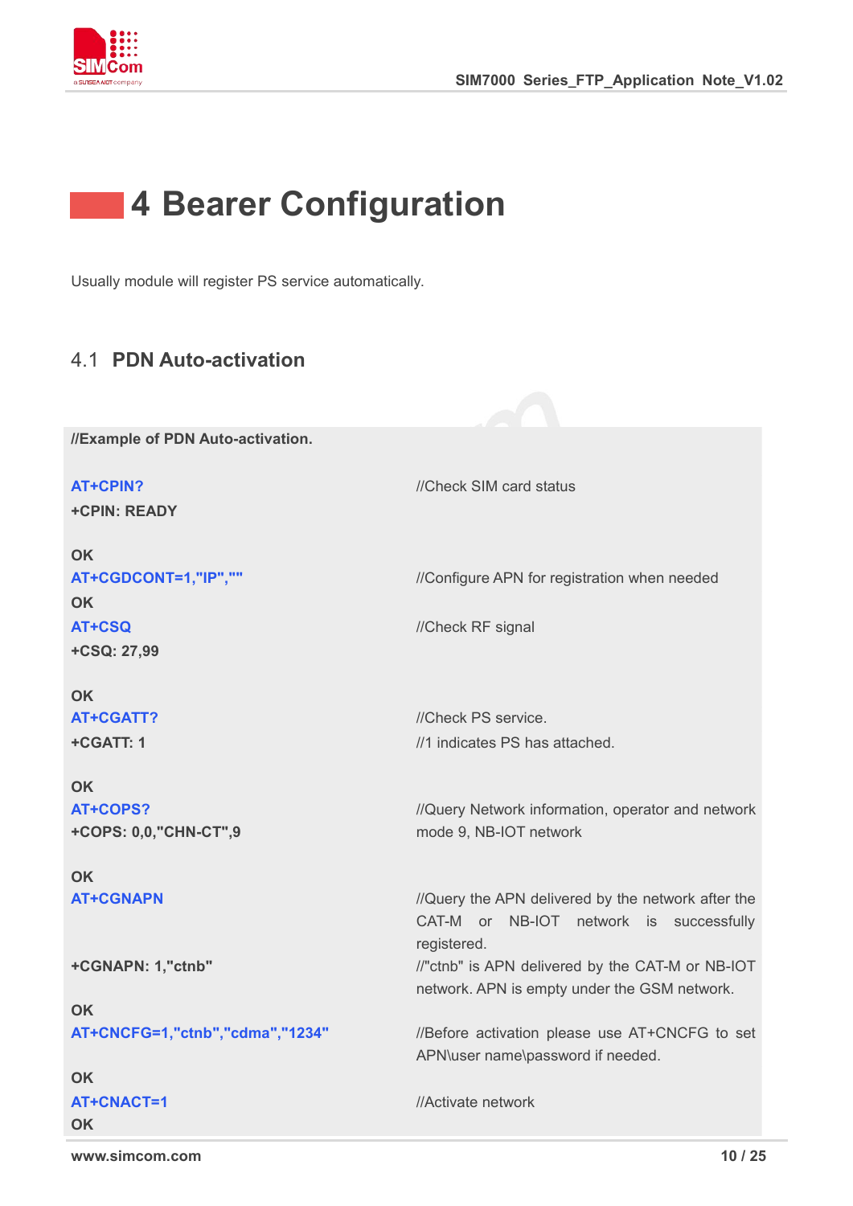# 4 Bearer Configuration

Usually module will register PS service automatically.

## 4.1 PDN Auto-activation

| **//Example of PDN Auto-activation.** | |
|---|---|
| **AT+CPIN?** | //Check SIM card status |
| **+CPIN: READY** | |
| **OK** | |
| **AT+CGDCONT=1,"IP",""** | //Configure APN for registration when needed |
| **OK** | |
| **AT+CSQ** | //Check RF signal |
| **+CSQ: 27,99** | |
| **OK** | |
| **AT+CGATT?** | //Check PS service. |
| **+CGATT: 1** | //1 indicates PS has attached. |
| **OK** | |
| **AT+COPS?** | //Query Network information, operator and network mode 9, NB-IOT network |
| **+COPS: 0,0,"CHN-CT",9** | |
| **OK** | |
| **AT+CGNAPN** | //Query the APN delivered by the network after the CAT-M or NB-IOT network is successfully registered. |
| **+CGNAPN: 1,"ctnb"** | //"ctnb" is APN delivered by the CAT-M or NB-IOT network. APN is empty under the GSM network. |
| **OK** | |
| **AT+CNCFG=1,"ctnb","cdma","1234"** | //Before activation please use AT+CNCFG to set APN\user name\password if needed. |
| **OK** | |
| **AT+CNACT=1** | //Activate network |
| **OK** | |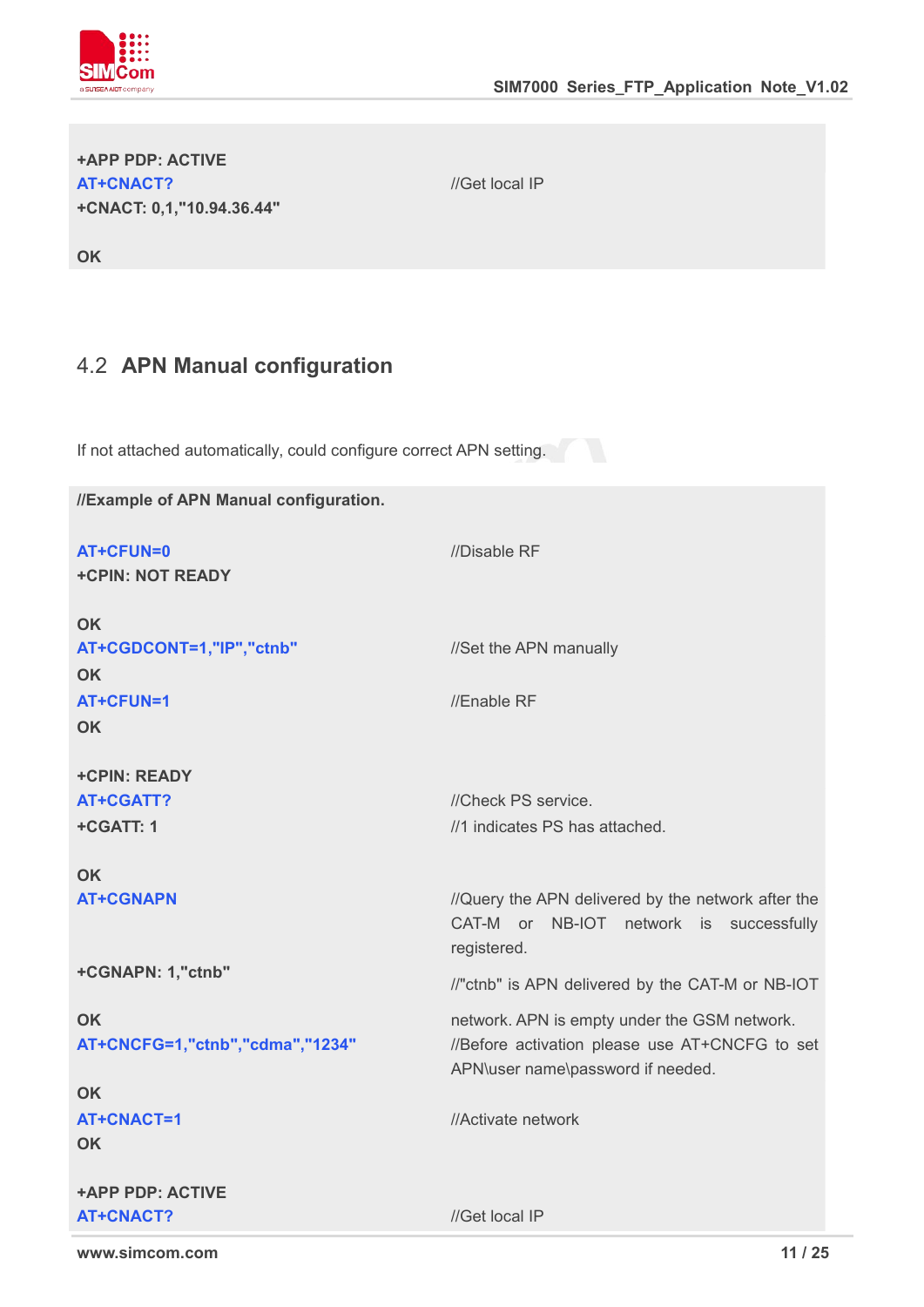```
+APP PDP: ACTIVE
AT+CNACT?                              //Get local IP
+CNACT: 0,1,"10.94.36.44"

OK
```

## 4.2 APN Manual configuration

If not attached automatically, could configure correct APN setting.

```
//Example of APN Manual configuration.

AT+CFUN=0                              //Disable RF
+CPIN: NOT READY

OK
AT+CGDCONT=1,"IP","ctnb"               //Set the APN manually
OK
AT+CFUN=1                              //Enable RF
OK

+CPIN: READY
AT+CGATT?                              //Check PS service.
+CGATT: 1                              //1 indicates PS has attached.

OK
AT+CGNAPN                              //Query the APN delivered by the network after the
                                       CAT-M or NB-IOT network is successfully
                                       registered.
+CGNAPN: 1,"ctnb"                      //"ctnb" is APN delivered by the CAT-M or NB-IOT
                                       network. APN is empty under the GSM network.
OK
AT+CNCFG=1,"ctnb","cdma","1234"        //Before activation please use AT+CNCFG to set
                                       APN\user name\password if needed.
OK
AT+CNACT=1                             //Activate network
OK

+APP PDP: ACTIVE
AT+CNACT?                              //Get local IP
```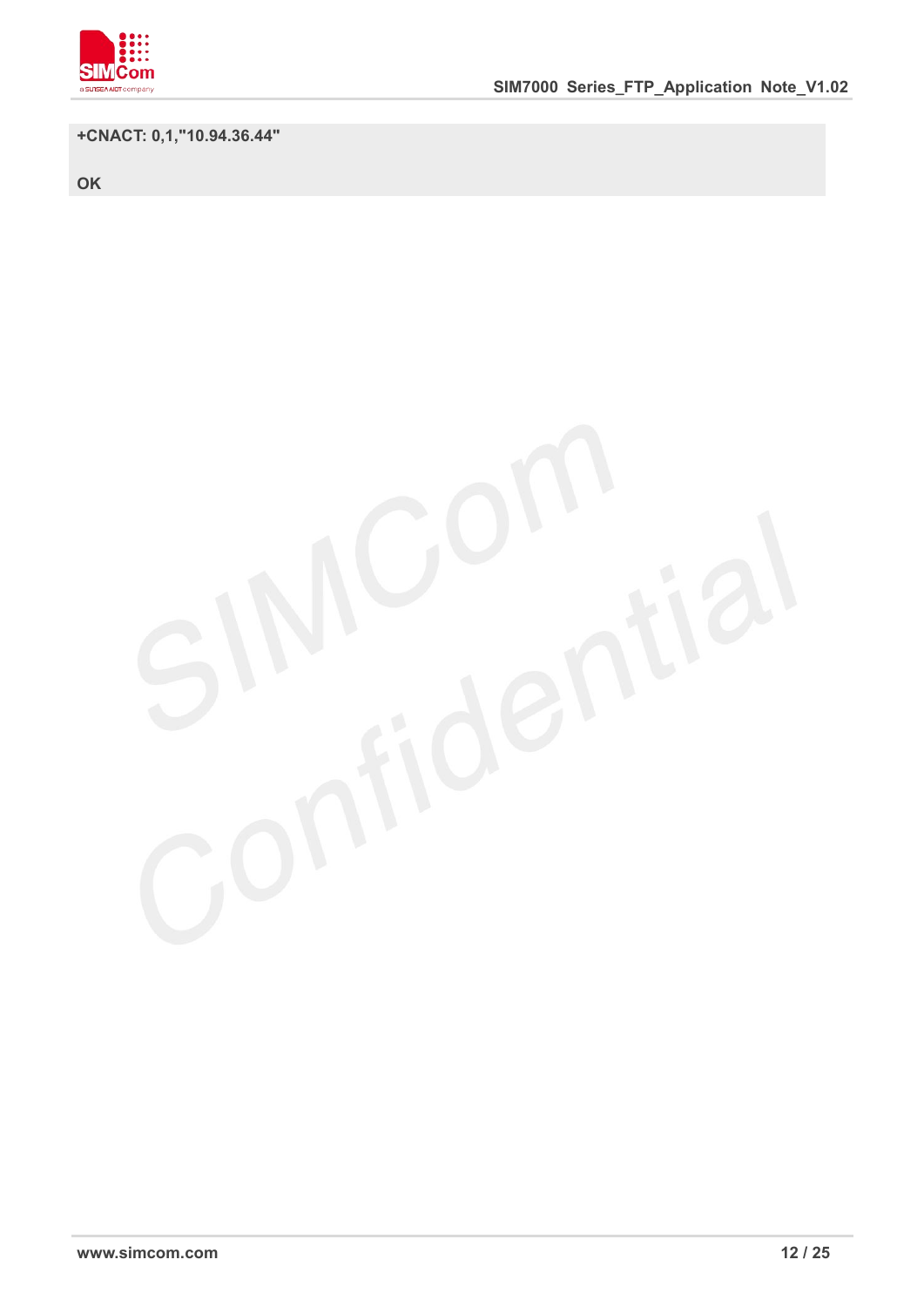```
+CNACT: 0,1,"10.94.36.44"

OK
```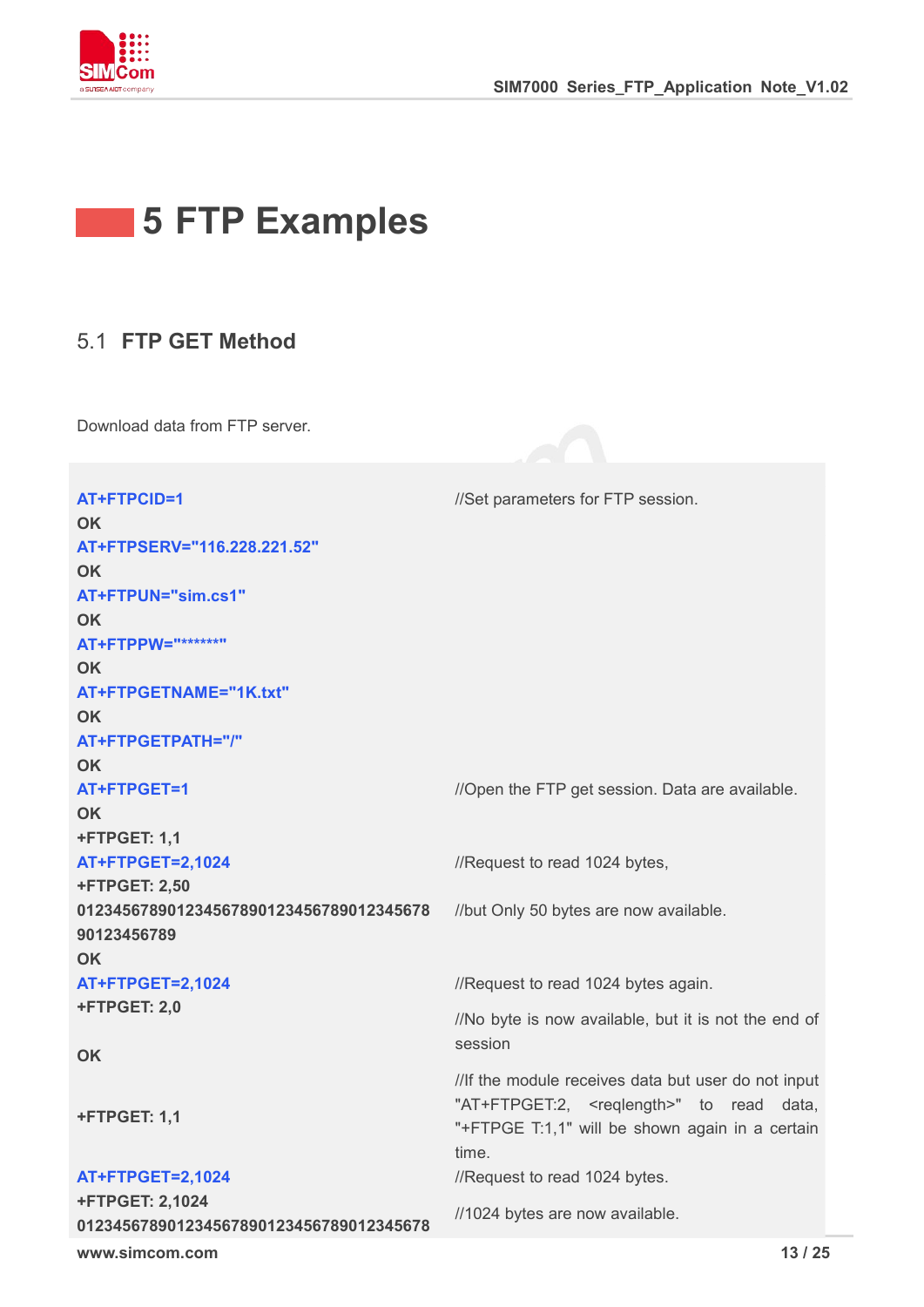# 5 FTP Examples

## 5.1 FTP GET Method

Download data from FTP server.

| | |
|---|---|
| **AT+FTPCID=1** | //Set parameters for FTP session. |
| **OK** | |
| **AT+FTPSERV="116.228.221.52"** | |
| **OK** | |
| **AT+FTPUN="sim.cs1"** | |
| **OK** | |
| **AT+FTPPW="*******"** | |
| **OK** | |
| **AT+FTPGETNAME="1K.txt"** | |
| **OK** | |
| **AT+FTPGETPATH="/"** | |
| **OK** | |
| **AT+FTPGET=1** | //Open the FTP get session. Data are available. |
| **OK** | |
| **+FTPGET: 1,1** | |
| **AT+FTPGET=2,1024** | //Request to read 1024 bytes, |
| **+FTPGET: 2,50** | |
| **0123456789012345678901234567890123456789 0123456789** | //but Only 50 bytes are now available. |
| **OK** | |
| **AT+FTPGET=2,1024** | //Request to read 1024 bytes again. |
| **+FTPGET: 2,0** | //No byte is now available, but it is not the end of session |
| **OK** | |
| **+FTPGET: 1,1** | //If the module receives data but user do not input "AT+FTPGET:2, <reqlength>" to read data, "+FTPGE T:1,1" will be shown again in a certain time. |
| **AT+FTPGET=2,1024** | //Request to read 1024 bytes. |
| **+FTPGET: 2,1024** | //1024 bytes are now available. |
| **0123456789012345678901234567890123456789** | |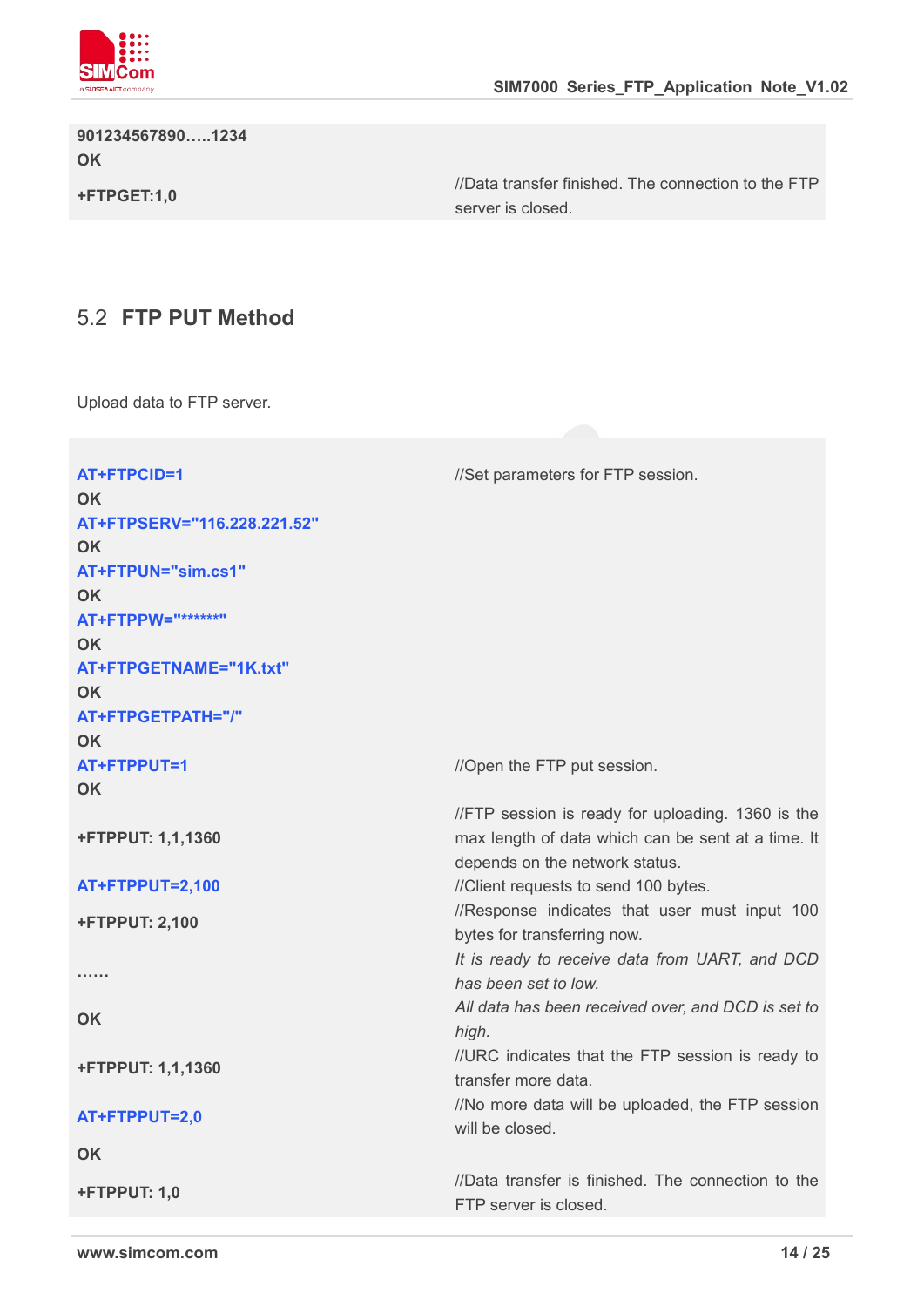| | |
|---|---|
| **901234567890…..1234** | |
| **OK** | |
| **+FTPGET:1,0** | //Data transfer finished. The connection to the FTP server is closed. |

## 5.2 FTP PUT Method

Upload data to FTP server.

| | |
|---|---|
| **AT+FTPCID=1** | //Set parameters for FTP session. |
| **OK** | |
| **AT+FTPSERV="116.228.221.52"** | |
| **OK** | |
| **AT+FTPUN="sim.cs1"** | |
| **OK** | |
| **AT+FTPPW="*******"** | |
| **OK** | |
| **AT+FTPGETNAME="1K.txt"** | |
| **OK** | |
| **AT+FTPGETPATH="/"** | |
| **OK** | |
| **AT+FTPPUT=1** | //Open the FTP put session. |
| **OK** | |
| **+FTPPUT: 1,1,1360** | //FTP session is ready for uploading. 1360 is the max length of data which can be sent at a time. It depends on the network status. |
| **AT+FTPPUT=2,100** | //Client requests to send 100 bytes. |
| **+FTPPUT: 2,100** | //Response indicates that user must input 100 bytes for transferring now. |
| **……** | *It is ready to receive data from UART, and DCD has been set to low.* |
| **OK** | *All data has been received over, and DCD is set to high.* |
| **+FTPPUT: 1,1,1360** | //URC indicates that the FTP session is ready to transfer more data. |
| **AT+FTPPUT=2,0** | //No more data will be uploaded, the FTP session will be closed. |
| **OK** | |
| **+FTPPUT: 1,0** | //Data transfer is finished. The connection to the FTP server is closed. |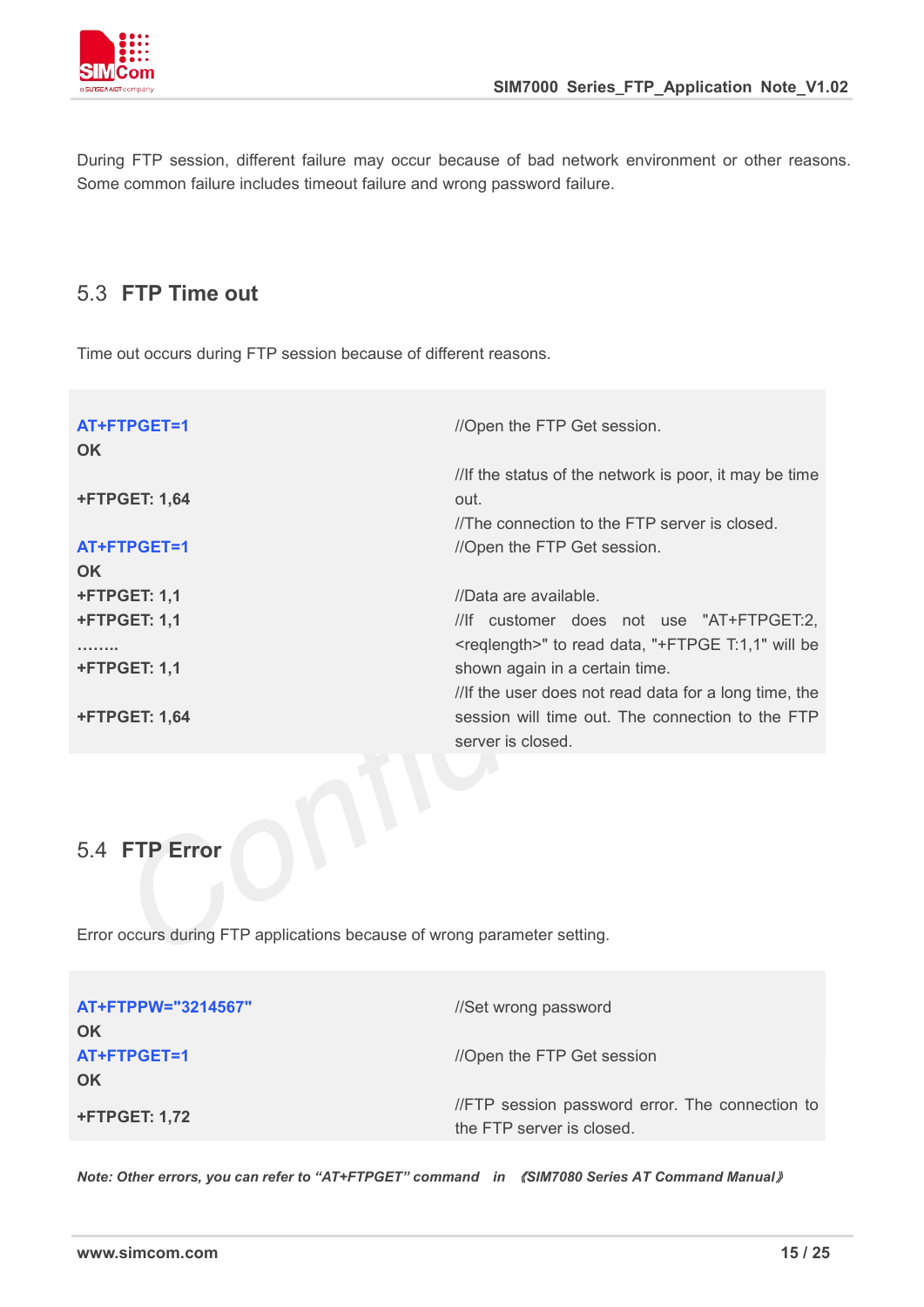During FTP session, different failure may occur because of bad network environment or other reasons. Some common failure includes timeout failure and wrong password failure.

## 5.3 FTP Time out

Time out occurs during FTP session because of different reasons.

| | |
|---|---|
| AT+FTPGET=1 | //Open the FTP Get session. |
| OK | |
| +FTPGET: 1,64 | //If the status of the network is poor, it may be time out. //The connection to the FTP server is closed. |
| AT+FTPGET=1 | //Open the FTP Get session. |
| OK | |
| +FTPGET: 1,1 | //Data are available. |
| +FTPGET: 1,1 | //If customer does not use "AT+FTPGET:2, <reqlength>" to read data, "+FTPGE T:1,1" will be shown again in a certain time. |
| …….. | |
| +FTPGET: 1,1 | |
| +FTPGET: 1,64 | //If the user does not read data for a long time, the session will time out. The connection to the FTP server is closed. |

## 5.4 FTP Error

Error occurs during FTP applications because of wrong parameter setting.

| | |
|---|---|
| AT+FTPPW="3214567" | //Set wrong password |
| OK | |
| AT+FTPGET=1 | //Open the FTP Get session |
| OK | |
| +FTPGET: 1,72 | //FTP session password error. The connection to the FTP server is closed. |

***Note: Other errors, you can refer to "AT+FTPGET" command in 《SIM7080 Series AT Command Manual》***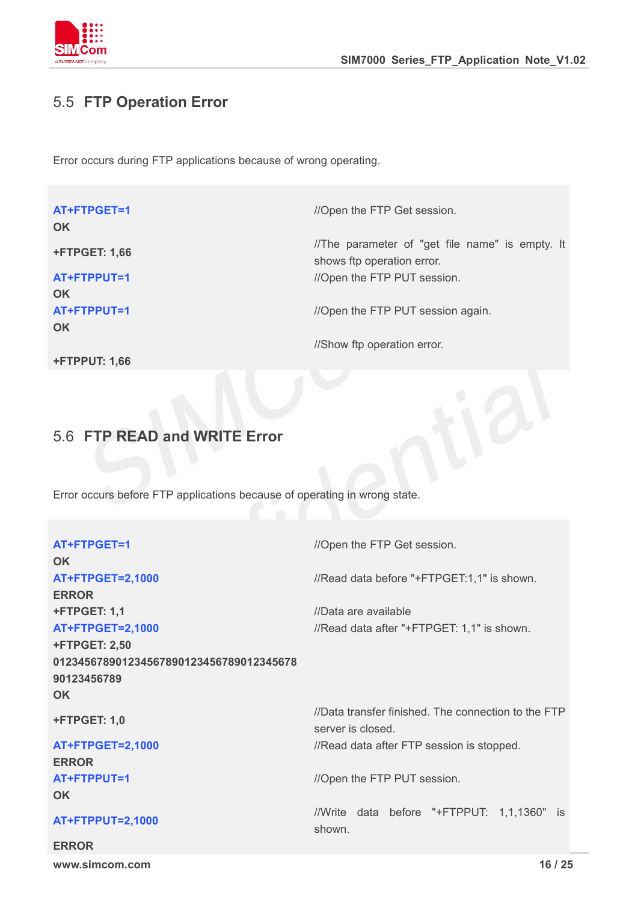## 5.5 FTP Operation Error

Error occurs during FTP applications because of wrong operating.

| | |
|---|---|
| **AT+FTPGET=1** | //Open the FTP Get session. |
| **OK** | |
| **+FTPGET: 1,66** | //The parameter of "get file name" is empty. It shows ftp operation error. |
| **AT+FTPPUT=1** | //Open the FTP PUT session. |
| **OK** | |
| **AT+FTPPUT=1** | //Open the FTP PUT session again. |
| **OK** | |
| | //Show ftp operation error. |
| **+FTPPUT: 1,66** | |

## 5.6 FTP READ and WRITE Error

Error occurs before FTP applications because of operating in wrong state.

| | |
|---|---|
| **AT+FTPGET=1** | //Open the FTP Get session. |
| **OK** | |
| **AT+FTPGET=2,1000** | //Read data before "+FTPGET:1,1" is shown. |
| **ERROR** | |
| **+FTPGET: 1,1** | //Data are available |
| **AT+FTPGET=2,1000** | //Read data after "+FTPGET: 1,1" is shown. |
| **+FTPGET: 2,50** | |
| **01234567890123456789012345678901234567890123456789** | |
| **OK** | |
| **+FTPGET: 1,0** | //Data transfer finished. The connection to the FTP server is closed. |
| **AT+FTPGET=2,1000** | //Read data after FTP session is stopped. |
| **ERROR** | |
| **AT+FTPPUT=1** | //Open the FTP PUT session. |
| **OK** | |
| **AT+FTPPUT=2,1000** | //Write data before "+FTPPUT: 1,1,1360" is shown. |
| **ERROR** | |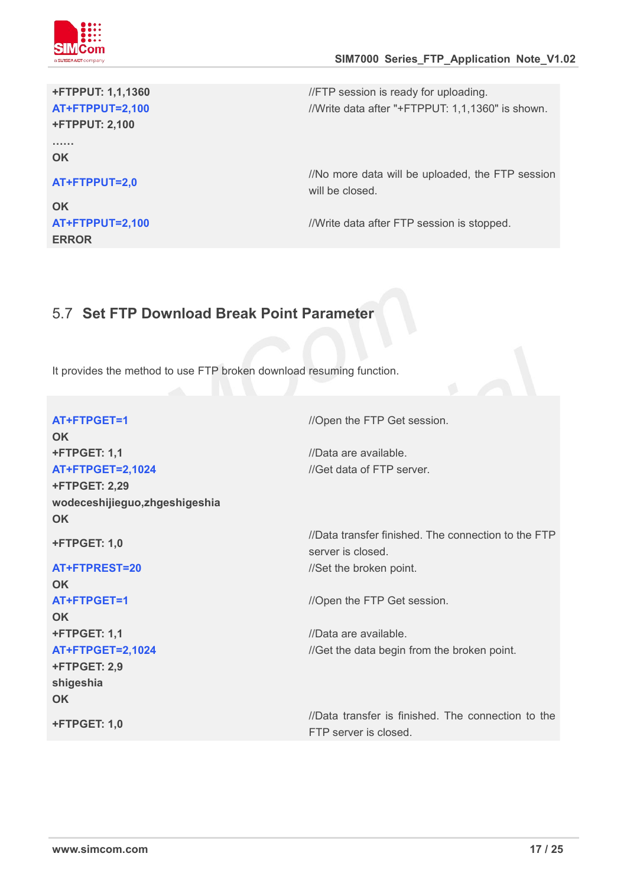| | |
|---|---|
| **+FTPPUT: 1,1,1360** | //FTP session is ready for uploading. |
| **AT+FTPPUT=2,100** | //Write data after "+FTPPUT: 1,1,1360" is shown. |
| **+FTPPUT: 2,100** | |
| **……** | |
| **OK** | |
| **AT+FTPPUT=2,0** | //No more data will be uploaded, the FTP session will be closed. |
| **OK** | |
| **AT+FTPPUT=2,100** | //Write data after FTP session is stopped. |
| **ERROR** | |

## 5.7 Set FTP Download Break Point Parameter

It provides the method to use FTP broken download resuming function.

| | |
|---|---|
| **AT+FTPGET=1** | //Open the FTP Get session. |
| **OK** | |
| **+FTPGET: 1,1** | //Data are available. |
| **AT+FTPGET=2,1024** | //Get data of FTP server. |
| **+FTPGET: 2,29** | |
| **wodeceshijieguo,zhgeshigeshia** | |
| **OK** | |
| **+FTPGET: 1,0** | //Data transfer finished. The connection to the FTP server is closed. |
| **AT+FTPREST=20** | //Set the broken point. |
| **OK** | |
| **AT+FTPGET=1** | //Open the FTP Get session. |
| **OK** | |
| **+FTPGET: 1,1** | //Data are available. |
| **AT+FTPGET=2,1024** | //Get the data begin from the broken point. |
| **+FTPGET: 2,9** | |
| **shigeshia** | |
| **OK** | |
| **+FTPGET: 1,0** | //Data transfer is finished. The connection to the FTP server is closed. |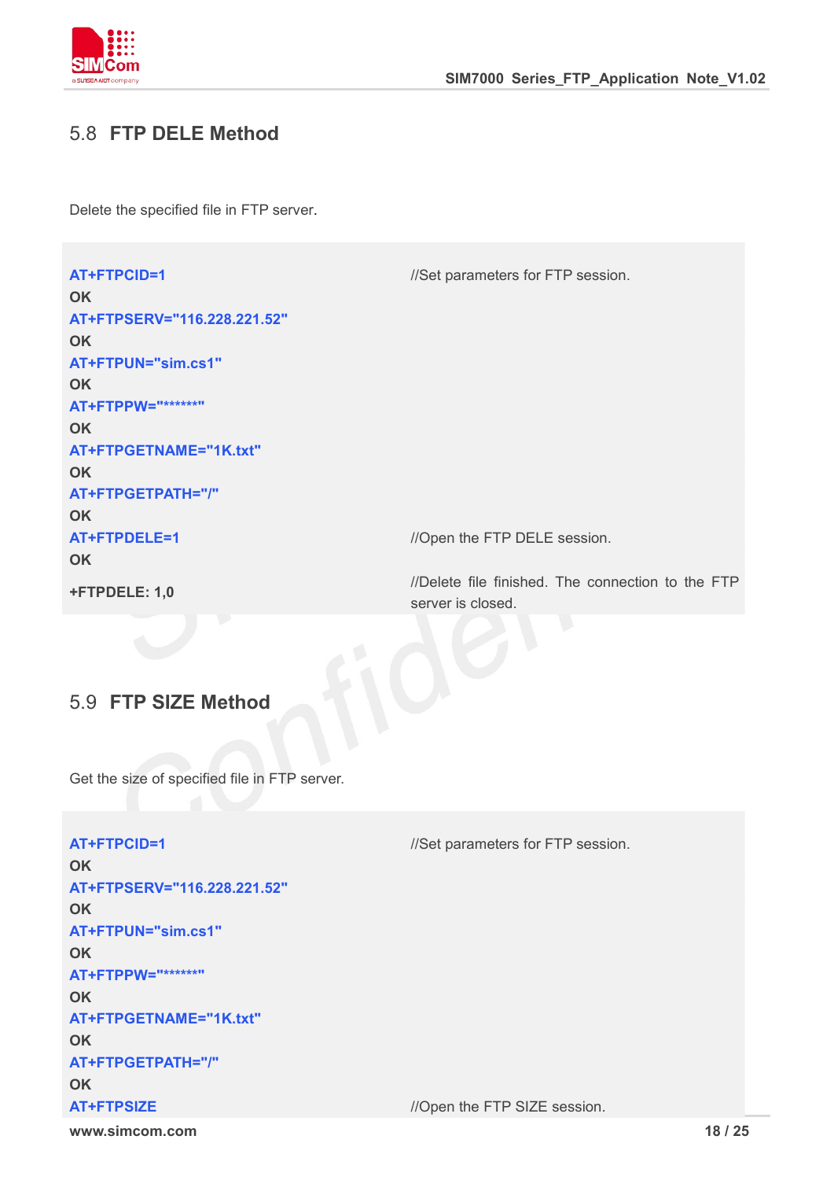## 5.8 FTP DELE Method

Delete the specified file in FTP server.

```
AT+FTPCID=1                          //Set parameters for FTP session.
OK
AT+FTPSERV="116.228.221.52"
OK
AT+FTPUN="sim.cs1"
OK
AT+FTPPW="*******"
OK
AT+FTPGETNAME="1K.txt"
OK
AT+FTPGETPATH="/"
OK
AT+FTPDELE=1                         //Open the FTP DELE session.
OK
+FTPDELE: 1,0                        //Delete file finished. The connection to the FTP
                                     server is closed.
```

## 5.9 FTP SIZE Method

Get the size of specified file in FTP server.

```
AT+FTPCID=1                          //Set parameters for FTP session.
OK
AT+FTPSERV="116.228.221.52"
OK
AT+FTPUN="sim.cs1"
OK
AT+FTPPW="*******"
OK
AT+FTPGETNAME="1K.txt"
OK
AT+FTPGETPATH="/"
OK
AT+FTPSIZE                           //Open the FTP SIZE session.
```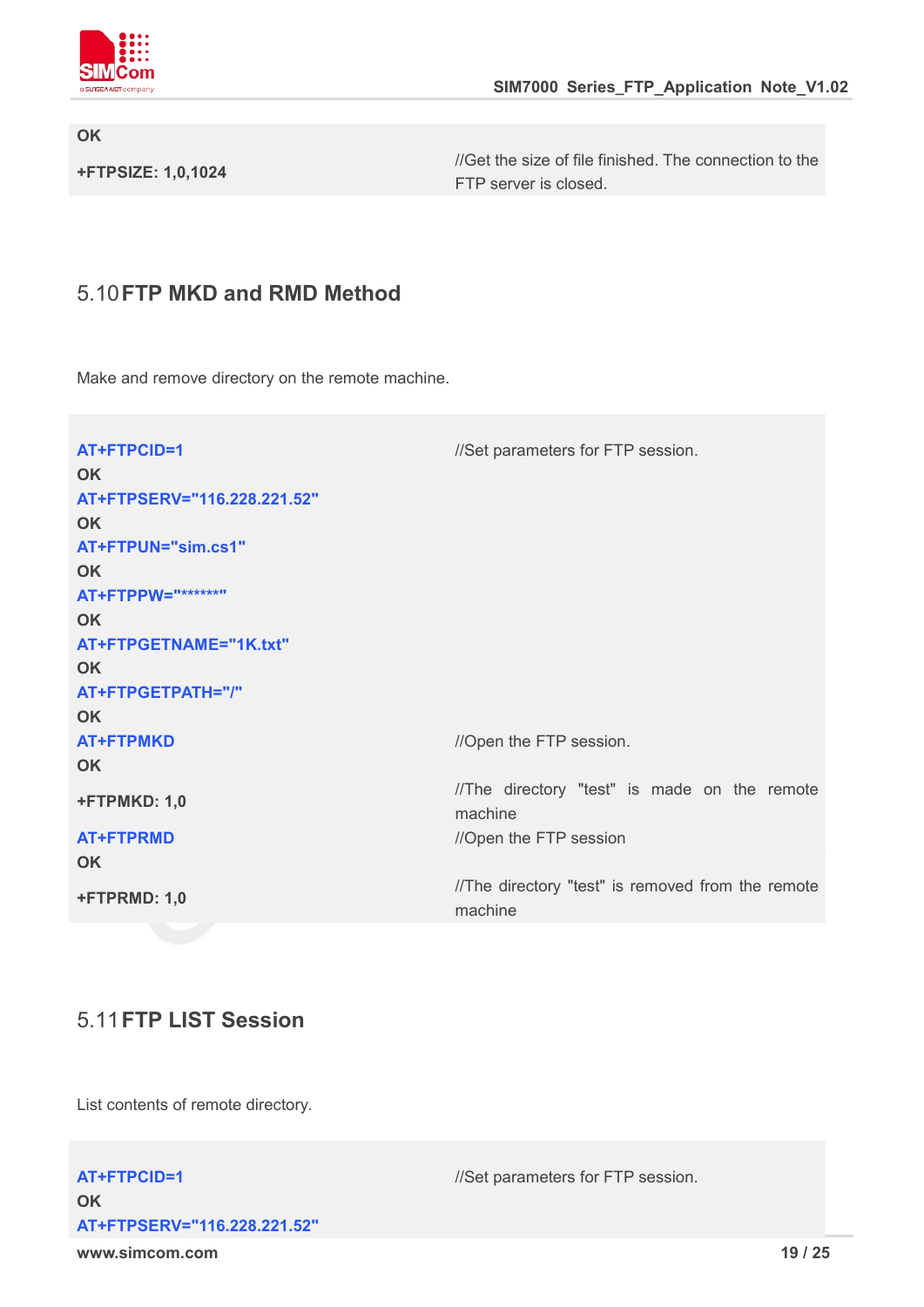| | |
|---|---|
| OK | |
| +FTPSIZE: 1,0,1024 | //Get the size of file finished. The connection to the FTP server is closed. |

## 5.10 FTP MKD and RMD Method

Make and remove directory on the remote machine.

| | |
|---|---|
| AT+FTPCID=1 | //Set parameters for FTP session. |
| OK | |
| AT+FTPSERV="116.228.221.52" | |
| OK | |
| AT+FTPUN="sim.cs1" | |
| OK | |
| AT+FTPPW="*******" | |
| OK | |
| AT+FTPGETNAME="1K.txt" | |
| OK | |
| AT+FTPGETPATH="/" | |
| OK | |
| AT+FTPMKD | //Open the FTP session. |
| OK | |
| +FTPMKD: 1,0 | //The directory "test" is made on the remote machine |
| AT+FTPRMD | //Open the FTP session |
| OK | |
| +FTPRMD: 1,0 | //The directory "test" is removed from the remote machine |

## 5.11 FTP LIST Session

List contents of remote directory.

| | |
|---|---|
| AT+FTPCID=1 | //Set parameters for FTP session. |
| OK | |
| AT+FTPSERV="116.228.221.52" | |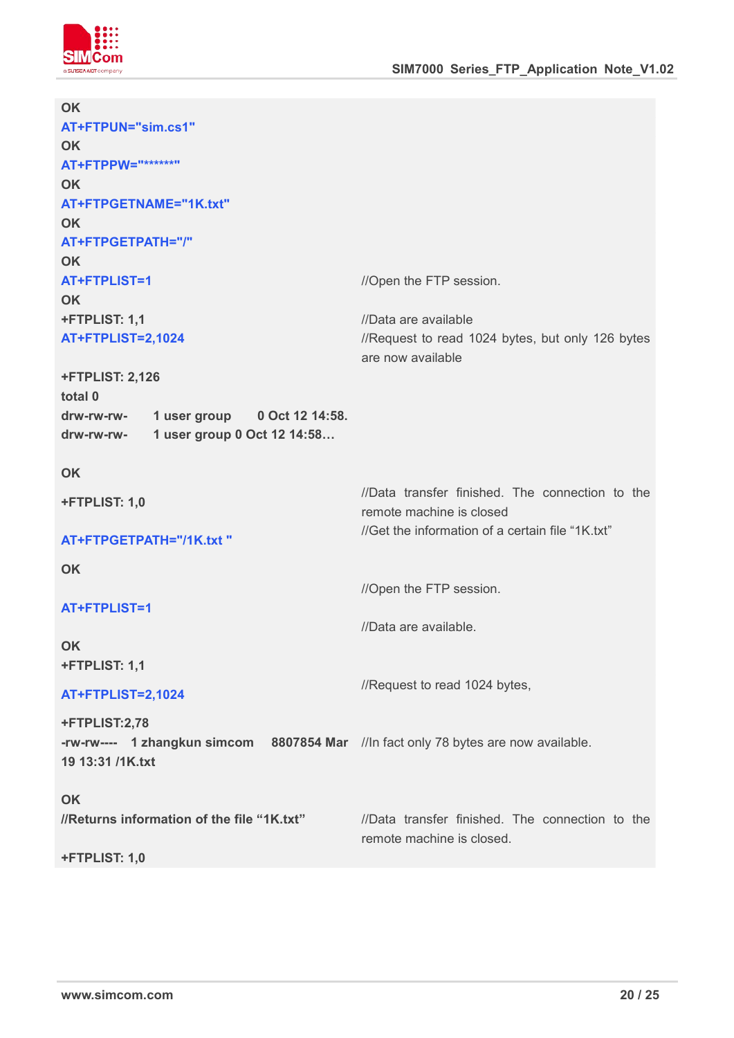| | |
|---|---|
| OK | |
| AT+FTPUN="sim.cs1" | |
| OK | |
| AT+FTPPW="*******" | |
| OK | |
| AT+FTPGETNAME="1K.txt" | |
| OK | |
| AT+FTPGETPATH="/" | |
| OK | |
| AT+FTPLIST=1 | //Open the FTP session. |
| OK | |
| +FTPLIST: 1,1 | //Data are available |
| AT+FTPLIST=2,1024 | //Request to read 1024 bytes, but only 126 bytes are now available |
| +FTPLIST: 2,126 | |
| total 0 | |
| drw-rw-rw-       1 user group       0 Oct 12 14:58. | |
| drw-rw-rw-       1 user group 0 Oct 12 14:58… | |
| OK | |
| +FTPLIST: 1,0 | //Data transfer finished. The connection to the remote machine is closed |
| AT+FTPGETPATH="/1K.txt " | //Get the information of a certain file "1K.txt" |
| OK | |
| AT+FTPLIST=1 | //Open the FTP session. |
| OK | //Data are available. |
| +FTPLIST: 1,1 | |
| AT+FTPLIST=2,1024 | //Request to read 1024 bytes, |
| +FTPLIST:2,78 | |
| -rw-rw----    1 zhangkun simcom     8807854 Mar 19 13:31 /1K.txt | //In fact only 78 bytes are now available. |
| OK | |
| //Returns information of the file "1K.txt" | //Data transfer finished. The connection to the remote machine is closed. |
| +FTPLIST: 1,0 | |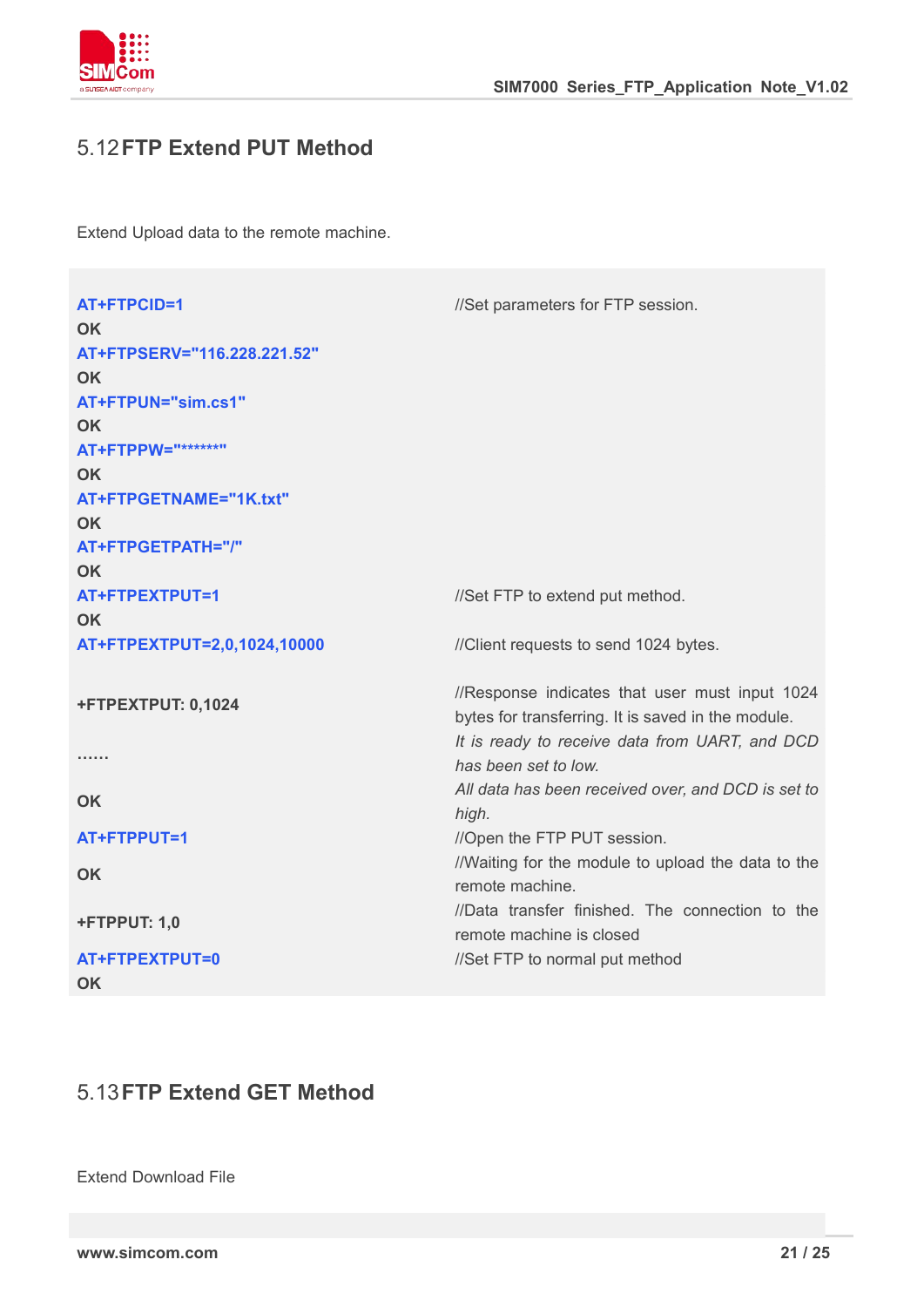## 5.12 FTP Extend PUT Method

Extend Upload data to the remote machine.

| | |
|---|---|
| **AT+FTPCID=1** | //Set parameters for FTP session. |
| **OK** | |
| **AT+FTPSERV="116.228.221.52"** | |
| **OK** | |
| **AT+FTPUN="sim.cs1"** | |
| **OK** | |
| **AT+FTPPW="*******"** | |
| **OK** | |
| **AT+FTPGETNAME="1K.txt"** | |
| **OK** | |
| **AT+FTPGETPATH="/"** | |
| **OK** | |
| **AT+FTPEXTPUT=1** | //Set FTP to extend put method. |
| **OK** | |
| **AT+FTPEXTPUT=2,0,1024,10000** | //Client requests to send 1024 bytes. |
| **+FTPEXTPUT: 0,1024** | //Response indicates that user must input 1024 bytes for transferring. It is saved in the module. |
| **……** | *It is ready to receive data from UART, and DCD has been set to low.* |
| **OK** | *All data has been received over, and DCD is set to high.* |
| **AT+FTPPUT=1** | //Open the FTP PUT session. |
| **OK** | //Waiting for the module to upload the data to the remote machine. |
| **+FTPPUT: 1,0** | //Data transfer finished. The connection to the remote machine is closed |
| **AT+FTPEXTPUT=0** | //Set FTP to normal put method |
| **OK** | |

## 5.13 FTP Extend GET Method

Extend Download File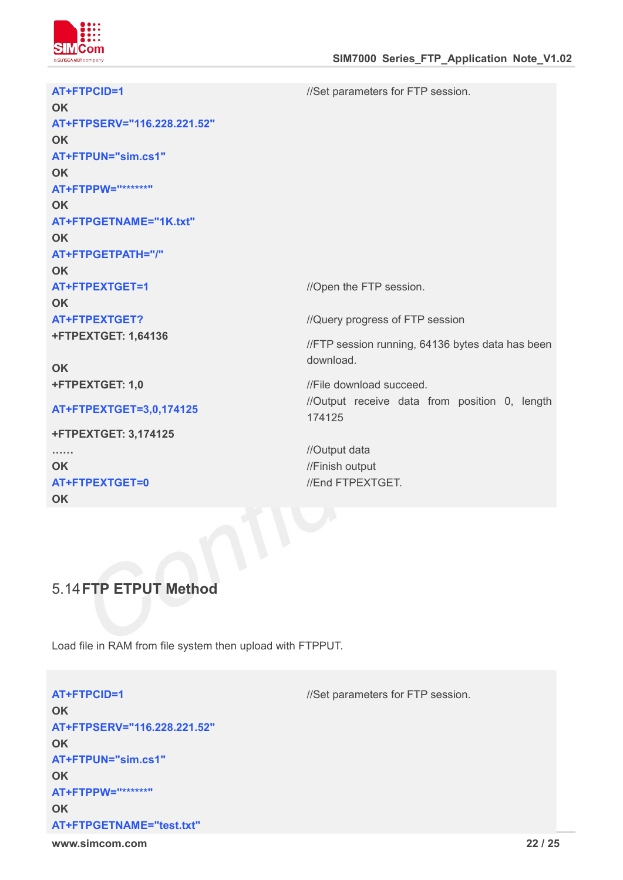| | |
|---|---|
| AT+FTPCID=1 | //Set parameters for FTP session. |
| OK | |
| AT+FTPSERV="116.228.221.52" | |
| OK | |
| AT+FTPUN="sim.cs1" | |
| OK | |
| AT+FTPPW="*******" | |
| OK | |
| AT+FTPGETNAME="1K.txt" | |
| OK | |
| AT+FTPGETPATH="/" | |
| OK | |
| AT+FTPEXTGET=1 | //Open the FTP session. |
| OK | |
| AT+FTPEXTGET? | //Query progress of FTP session |
| +FTPEXTGET: 1,64136 | //FTP session running, 64136 bytes data has been download. |
| OK | |
| +FTPEXTGET: 1,0 | //File download succeed. |
| AT+FTPEXTGET=3,0,174125 | //Output receive data from position 0, length 174125 |
| +FTPEXTGET: 3,174125 | |
| …… | //Output data |
| OK | //Finish output |
| AT+FTPEXTGET=0 | //End FTPEXTGET. |
| OK | |

## 5.14 FTP ETPUT Method

Load file in RAM from file system then upload with FTPPUT.

| | |
|---|---|
| AT+FTPCID=1 | //Set parameters for FTP session. |
| OK | |
| AT+FTPSERV="116.228.221.52" | |
| OK | |
| AT+FTPUN="sim.cs1" | |
| OK | |
| AT+FTPPW="*******" | |
| OK | |
| AT+FTPGETNAME="test.txt" | |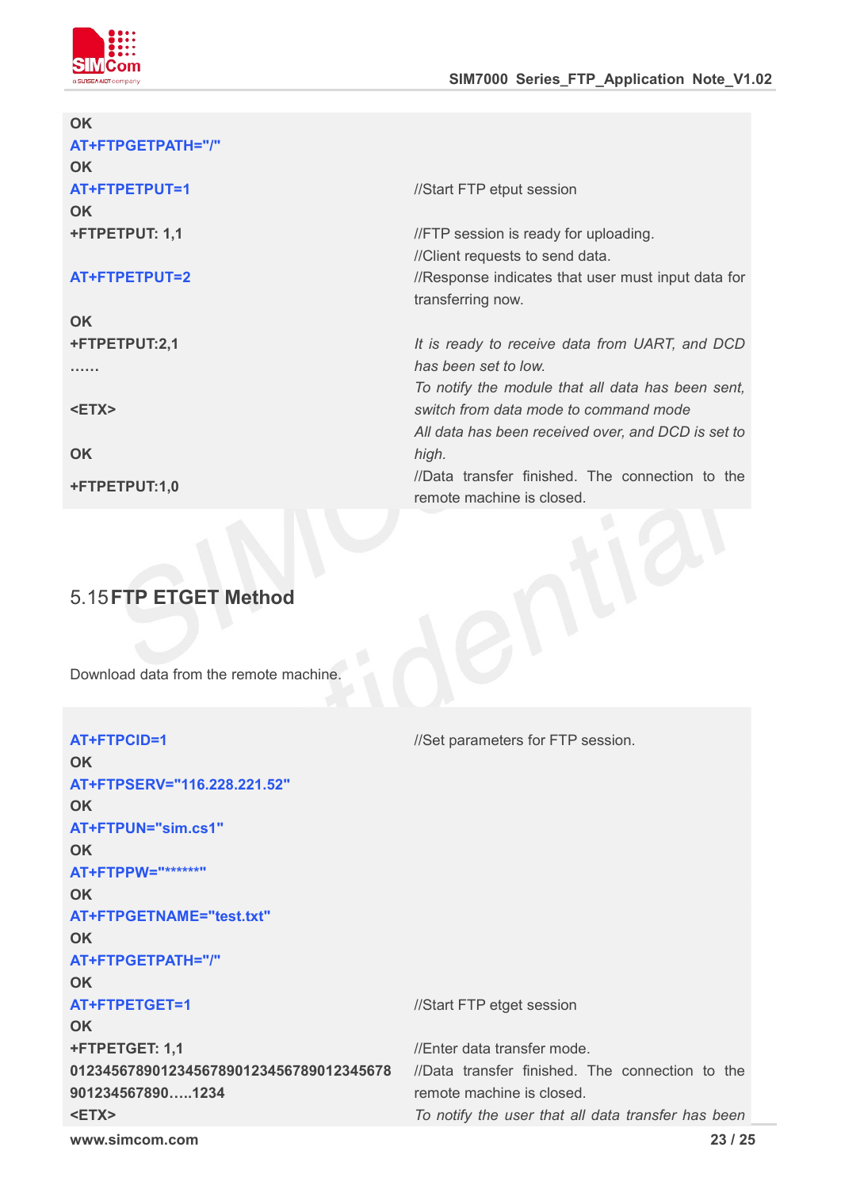| | |
|---|---|
| OK | |
| AT+FTPGETPATH="/" | |
| OK | |
| AT+FTPETPUT=1 | //Start FTP etput session |
| OK | |
| +FTPETPUT: 1,1 | //FTP session is ready for uploading. |
| AT+FTPETPUT=2 | //Client requests to send data. //Response indicates that user must input data for transferring now. |
| OK | |
| +FTPETPUT:2,1 | *It is ready to receive data from UART, and DCD has been set to low.* |
| …… | |
| <ETX> | *To notify the module that all data has been sent, switch from data mode to command mode* |
| OK | *All data has been received over, and DCD is set to high.* |
| +FTPETPUT:1,0 | //Data transfer finished. The connection to the remote machine is closed. |

## 5.15 FTP ETGET Method

Download data from the remote machine.

| | |
|---|---|
| AT+FTPCID=1 | //Set parameters for FTP session. |
| OK | |
| AT+FTPSERV="116.228.221.52" | |
| OK | |
| AT+FTPUN="sim.cs1" | |
| OK | |
| AT+FTPPW="******" | |
| OK | |
| AT+FTPGETNAME="test.txt" | |
| OK | |
| AT+FTPGETPATH="/" | |
| OK | |
| AT+FTPETGET=1 | //Start FTP etget session |
| OK | |
| +FTPETGET: 1,1 | //Enter data transfer mode. |
| 0123456789012345678901234567890123456789012345678 90…..1234 | //Data transfer finished. The connection to the remote machine is closed. |
| <ETX> | *To notify the user that all data transfer has been* |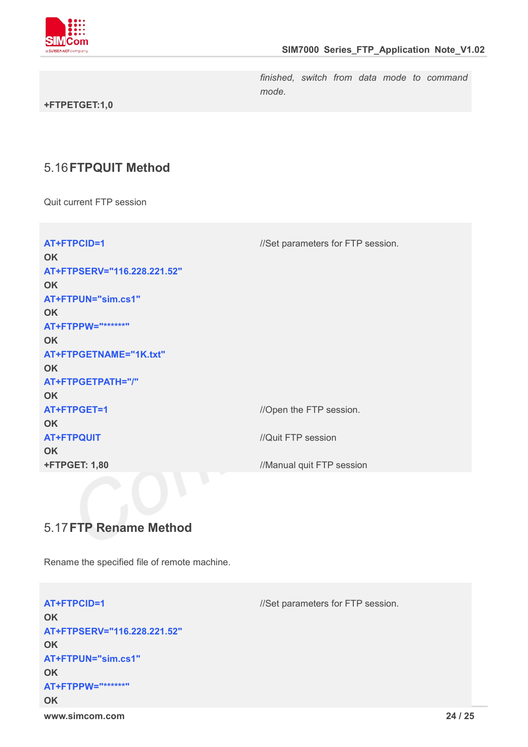| | |
|---|---|
| | *finished, switch from data mode to command mode.* |
| **+FTPETGET:1,0** | |

## 5.16 FTPQUIT Method

Quit current FTP session

| | |
|---|---|
| **AT+FTPCID=1** | //Set parameters for FTP session. |
| **OK** | |
| **AT+FTPSERV="116.228.221.52"** | |
| **OK** | |
| **AT+FTPUN="sim.cs1"** | |
| **OK** | |
| **AT+FTPPW="*******"** | |
| **OK** | |
| **AT+FTPGETNAME="1K.txt"** | |
| **OK** | |
| **AT+FTPGETPATH="/"** | |
| **OK** | |
| **AT+FTPGET=1** | //Open the FTP session. |
| **OK** | |
| **AT+FTPQUIT** | //Quit FTP session |
| **OK** | |
| **+FTPGET: 1,80** | //Manual quit FTP session |

## 5.17 FTP Rename Method

Rename the specified file of remote machine.

| | |
|---|---|
| **AT+FTPCID=1** | //Set parameters for FTP session. |
| **OK** | |
| **AT+FTPSERV="116.228.221.52"** | |
| **OK** | |
| **AT+FTPUN="sim.cs1"** | |
| **OK** | |
| **AT+FTPPW="*******"** | |
| **OK** | |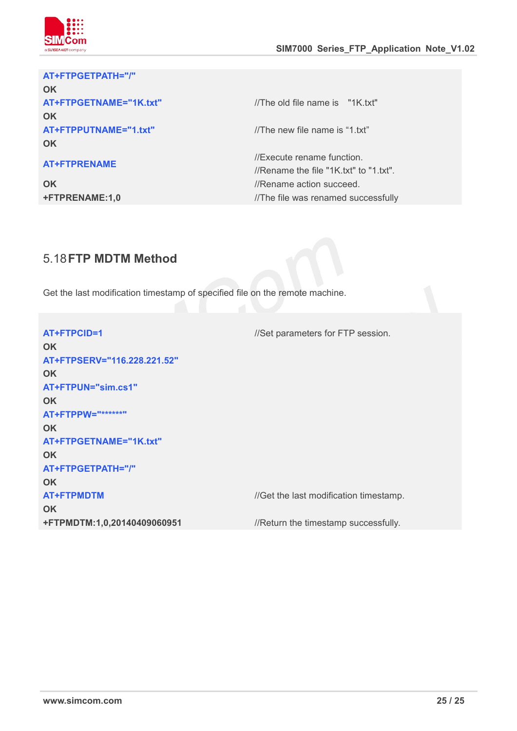| | |
|---|---|
| AT+FTPGETPATH="/" | |
| OK | |
| AT+FTPGETNAME="1K.txt" | //The old file name is "1K.txt" |
| OK | |
| AT+FTPPUTNAME="1.txt" | //The new file name is “1.txt” |
| OK | |
| AT+FTPRENAME | //Execute rename function.<br>//Rename the file "1K.txt" to "1.txt". |
| OK | //Rename action succeed. |
| +FTPRENAME:1,0 | //The file was renamed successfully |

## 5.18 FTP MDTM Method

Get the last modification timestamp of specified file on the remote machine.

| | |
|---|---|
| AT+FTPCID=1 | //Set parameters for FTP session. |
| OK | |
| AT+FTPSERV="116.228.221.52" | |
| OK | |
| AT+FTPUN="sim.cs1" | |
| OK | |
| AT+FTPPW="*******" | |
| OK | |
| AT+FTPGETNAME="1K.txt" | |
| OK | |
| AT+FTPGETPATH="/" | |
| OK | |
| AT+FTPMDTM | //Get the last modification timestamp. |
| OK | |
| +FTPMDTM:1,0,20140409060951 | //Return the timestamp successfully. |